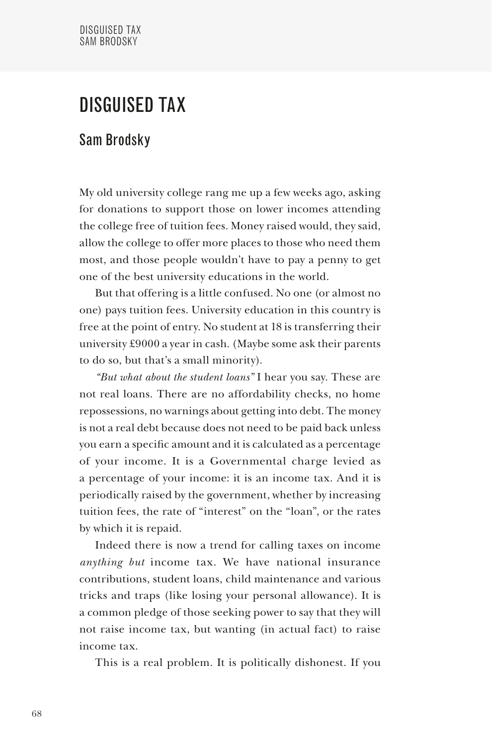# DISGUISED TAX

## Sam Brodsky

My old university college rang me up a few weeks ago, asking for donations to support those on lower incomes attending the college free of tuition fees. Money raised would, they said, allow the college to offer more places to those who need them most, and those people wouldn't have to pay a penny to get one of the best university educations in the world.

But that offering is a little confused. No one (or almost no one) pays tuition fees. University education in this country is free at the point of entry. No student at 18 is transferring their university £9000 a year in cash. (Maybe some ask their parents to do so, but that's a small minority).

*"But what about the student loans"* I hear you say. These are not real loans. There are no affordability checks, no home repossessions, no warnings about getting into debt. The money is not a real debt because does not need to be paid back unless you earn a specific amount and it is calculated as a percentage of your income. It is a Governmental charge levied as a percentage of your income: it is an income tax. And it is periodically raised by the government, whether by increasing tuition fees, the rate of "interest" on the "loan", or the rates by which it is repaid.

Indeed there is now a trend for calling taxes on income *anything but* income tax. We have national insurance contributions, student loans, child maintenance and various tricks and traps (like losing your personal allowance). It is a common pledge of those seeking power to say that they will not raise income tax, but wanting (in actual fact) to raise income tax.

This is a real problem. It is politically dishonest. If you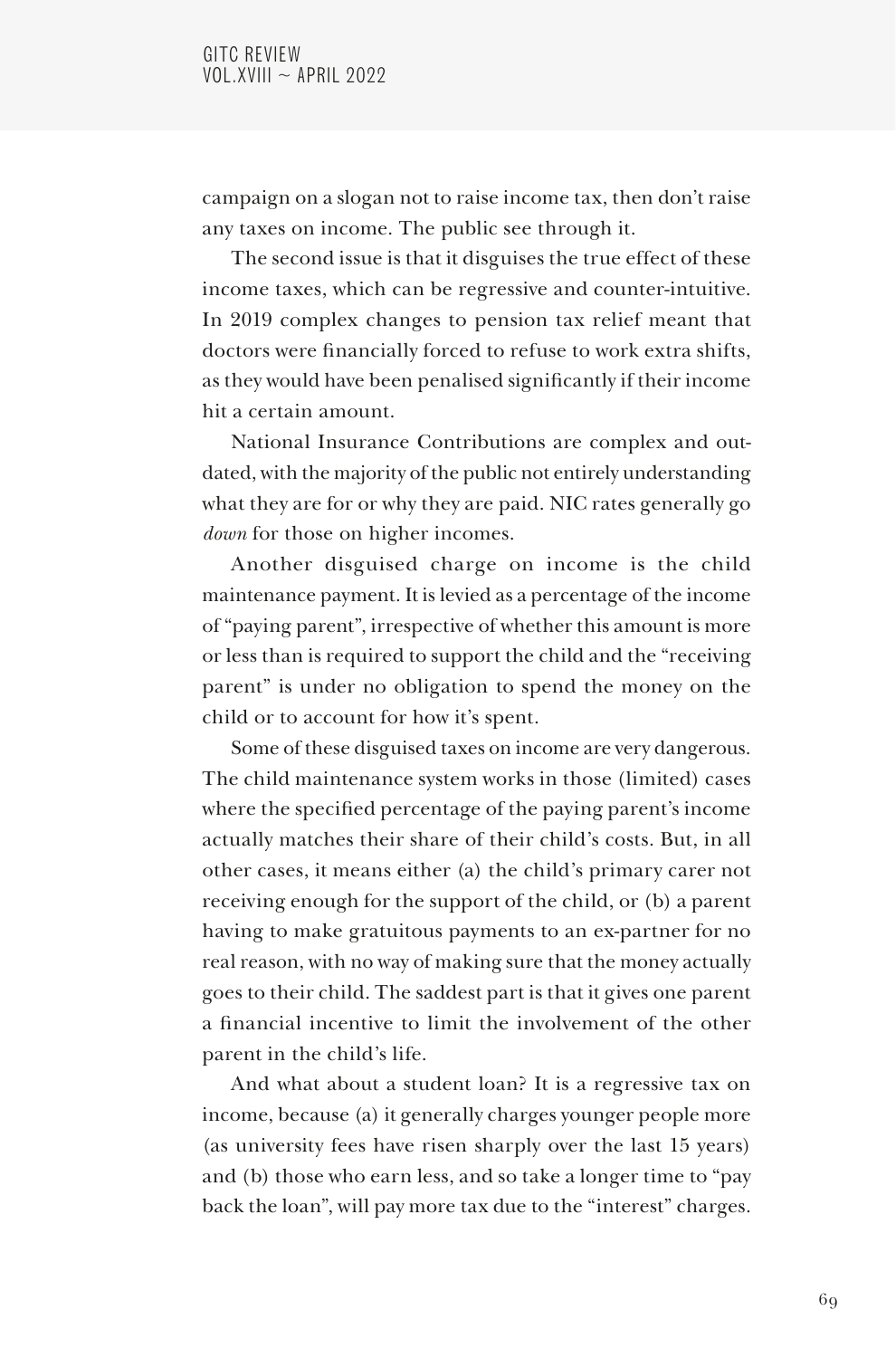campaign on a slogan not to raise income tax, then don't raise any taxes on income. The public see through it.

The second issue is that it disguises the true effect of these income taxes, which can be regressive and counter-intuitive. In 2019 complex changes to pension tax relief meant that doctors were financially forced to refuse to work extra shifts, as they would have been penalised significantly if their income hit a certain amount.

National Insurance Contributions are complex and out-dated, with the majority of the public not entirely understanding what they are for or why they are paid. NIC rates generally go *down* for those on higher incomes.

Another disguised charge on income is the child maintenance payment. It is levied as a percentage of the income of "paying parent", irrespective of whether this amount is more or less than is required to support the child and the "receiving parent" is under no obligation to spend the money on the child or to account for how it's spent.

Some of these disguised taxes on income are very dangerous. The child maintenance system works in those (limited) cases where the specified percentage of the paying parent's income actually matches their share of their child's costs. But, in all other cases, it means either (a) the child's primary carer not receiving enough for the support of the child, or (b) a parent having to make gratuitous payments to an ex-partner for no real reason, with no way of making sure that the money actually goes to their child. The saddest part is that it gives one parent a financial incentive to limit the involvement of the other parent in the child's life.

And what about a student loan? It is a regressive tax on income, because (a) it generally charges younger people more (as university fees have risen sharply over the last 15 years) and (b) those who earn less, and so take a longer time to "pay back the loan", will pay more tax due to the "interest" charges.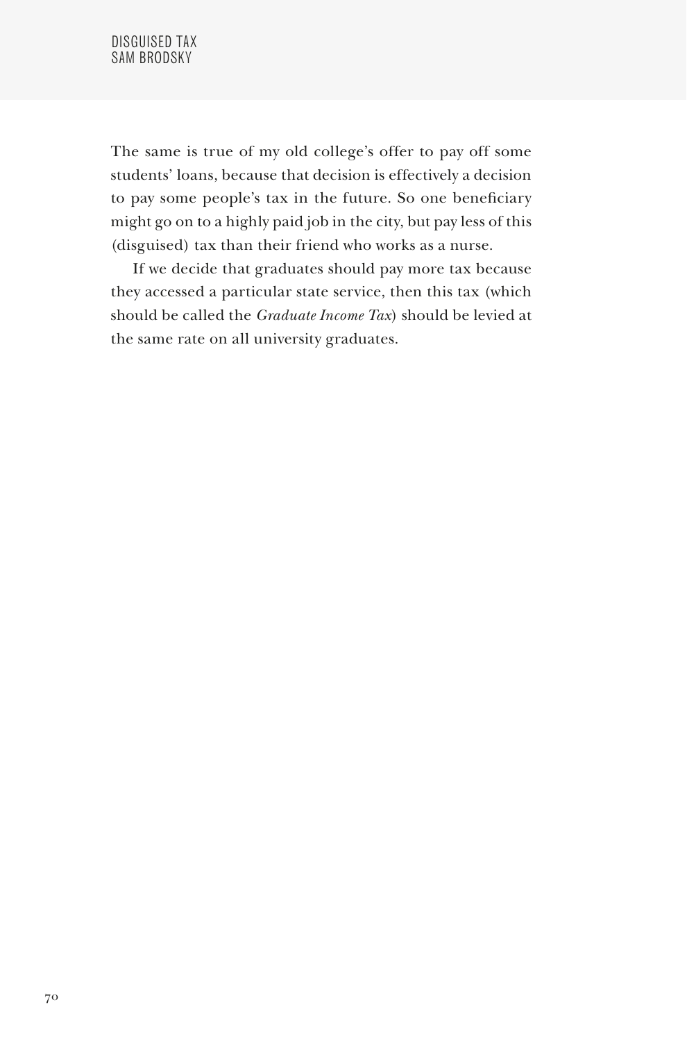The same is true of my old college's offer to pay off some students' loans, because that decision is effectively a decision to pay some people's tax in the future. So one beneficiary might go on to a highly paid job in the city, but pay less of this (disguised) tax than their friend who works as a nurse.

If we decide that graduates should pay more tax because they accessed a particular state service, then this tax (which should be called the *Graduate Income Tax*) should be levied at the same rate on all university graduates.